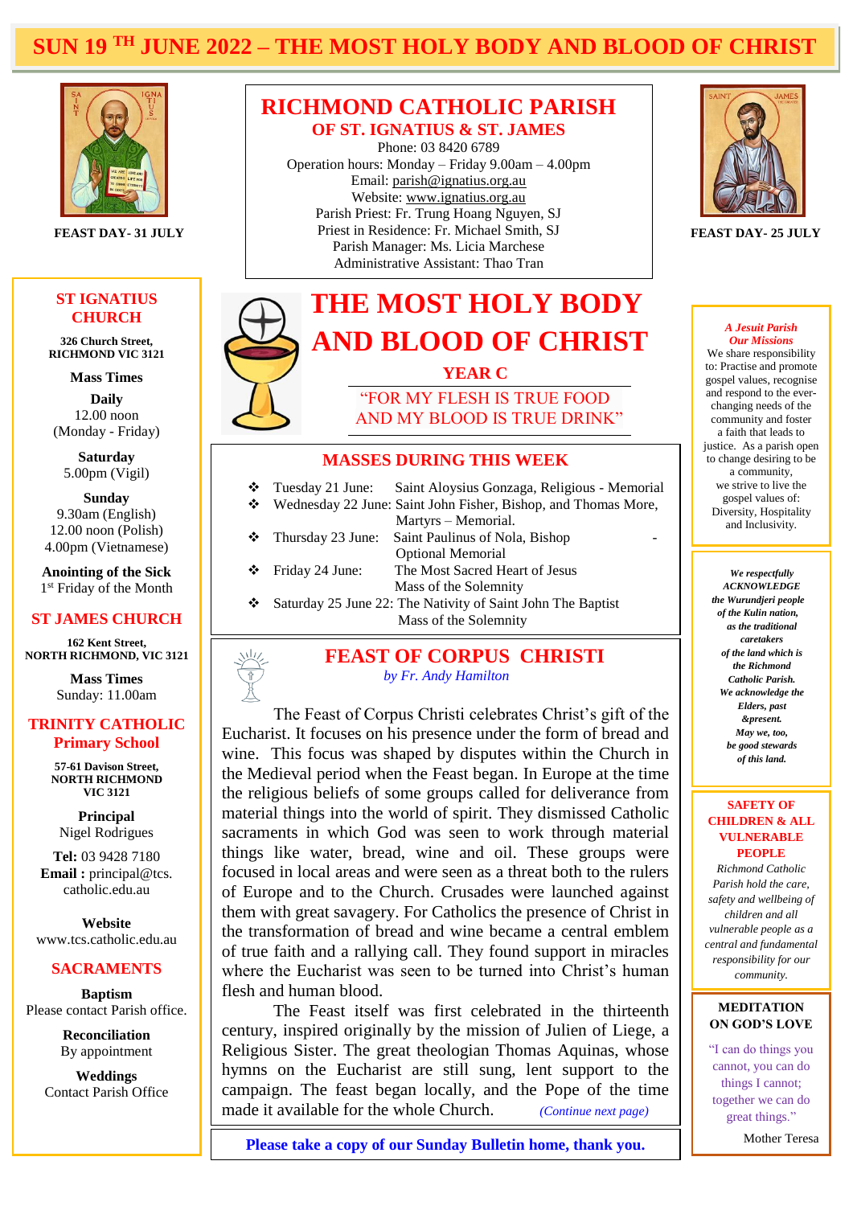# SUN 19 TH JUNE 2022 – THE MOST HOLY BODY AND BLOOD OF CHRIST

FEAST DAY- 31 JULY

## RICHMOND CATHOLIC PARISH
### OF ST. IGNATIUS & ST. JAMES

Phone: 03 8420 6789
Operation hours: Monday – Friday 9.00am – 4.00pm
Email: parish@ignatius.org.au
Website: www.ignatius.org.au
Parish Priest: Fr. Trung Hoang Nguyen, SJ
Priest in Residence: Fr. Michael Smith, SJ
Parish Manager: Ms. Licia Marchese
Administrative Assistant: Thao Tran

FEAST DAY- 25 JULY

## ST IGNATIUS CHURCH

**326 Church Street, RICHMOND VIC 3121**

**Mass Times**

**Daily**
12.00 noon
(Monday - Friday)

**Saturday**
5.00pm (Vigil)

**Sunday**
9.30am (English)
12.00 noon (Polish)
4.00pm (Vietnamese)

**Anointing of the Sick**
1st Friday of the Month

## ST JAMES CHURCH

**162 Kent Street, NORTH RICHMOND, VIC 3121**

**Mass Times**
Sunday: 11.00am

## TRINITY CATHOLIC Primary School

**57-61 Davison Street, NORTH RICHMOND VIC 3121**

**Principal**
Nigel Rodrigues

**Tel:** 03 9428 7180
**Email :** principal@tcs.catholic.edu.au

**Website**
www.tcs.catholic.edu.au

## SACRAMENTS

**Baptism**
Please contact Parish office.

**Reconciliation**
By appointment

**Weddings**
Contact Parish Office

# THE MOST HOLY BODY AND BLOOD OF CHRIST

**YEAR C**

"FOR MY FLESH IS TRUE FOOD AND MY BLOOD IS TRUE DRINK"

## MASSES DURING THIS WEEK

- Tuesday 21 June: Saint Aloysius Gonzaga, Religious - Memorial
- Wednesday 22 June: Saint John Fisher, Bishop, and Thomas More, Martyrs – Memorial.
- Thursday 23 June: Saint Paulinus of Nola, Bishop - Optional Memorial
- Friday 24 June: The Most Sacred Heart of Jesus Mass of the Solemnity
- Saturday 25 June 22: The Nativity of Saint John The Baptist Mass of the Solemnity

## FEAST OF CORPUS CHRISTI

*by Fr. Andy Hamilton*

The Feast of Corpus Christi celebrates Christ's gift of the Eucharist. It focuses on his presence under the form of bread and wine. This focus was shaped by disputes within the Church in the Medieval period when the Feast began. In Europe at the time the religious beliefs of some groups called for deliverance from material things into the world of spirit. They dismissed Catholic sacraments in which God was seen to work through material things like water, bread, wine and oil. These groups were focused in local areas and were seen as a threat both to the rulers of Europe and to the Church. Crusades were launched against them with great savagery. For Catholics the presence of Christ in the transformation of bread and wine became a central emblem of true faith and a rallying call. They found support in miracles where the Eucharist was seen to be turned into Christ's human flesh and human blood.

The Feast itself was first celebrated in the thirteenth century, inspired originally by the mission of Julien of Liege, a Religious Sister. The great theologian Thomas Aquinas, whose hymns on the Eucharist are still sung, lent support to the campaign. The feast began locally, and the Pope of the time made it available for the whole Church. *(Continue next page)*

**Please take a copy of our Sunday Bulletin home, thank you.**

***A Jesuit Parish***
***Our Missions***

We share responsibility to: Practise and promote gospel values, recognise and respond to the ever-changing needs of the community and foster a faith that leads to justice. As a parish open to change desiring to be a community, we strive to live the gospel values of: Diversity, Hospitality and Inclusivity.

***We respectfully ACKNOWLEDGE the Wurundjeri people of the Kulin nation, as the traditional caretakers of the land which is the Richmond Catholic Parish. We acknowledge the Elders, past &present. May we, too, be good stewards of this land.***

## SAFETY OF CHILDREN & ALL VULNERABLE PEOPLE

*Richmond Catholic Parish hold the care, safety and wellbeing of children and all vulnerable people as a central and fundamental responsibility for our community.*

## MEDITATION ON GOD'S LOVE

"I can do things you cannot, you can do things I cannot; together we can do great things."

Mother Teresa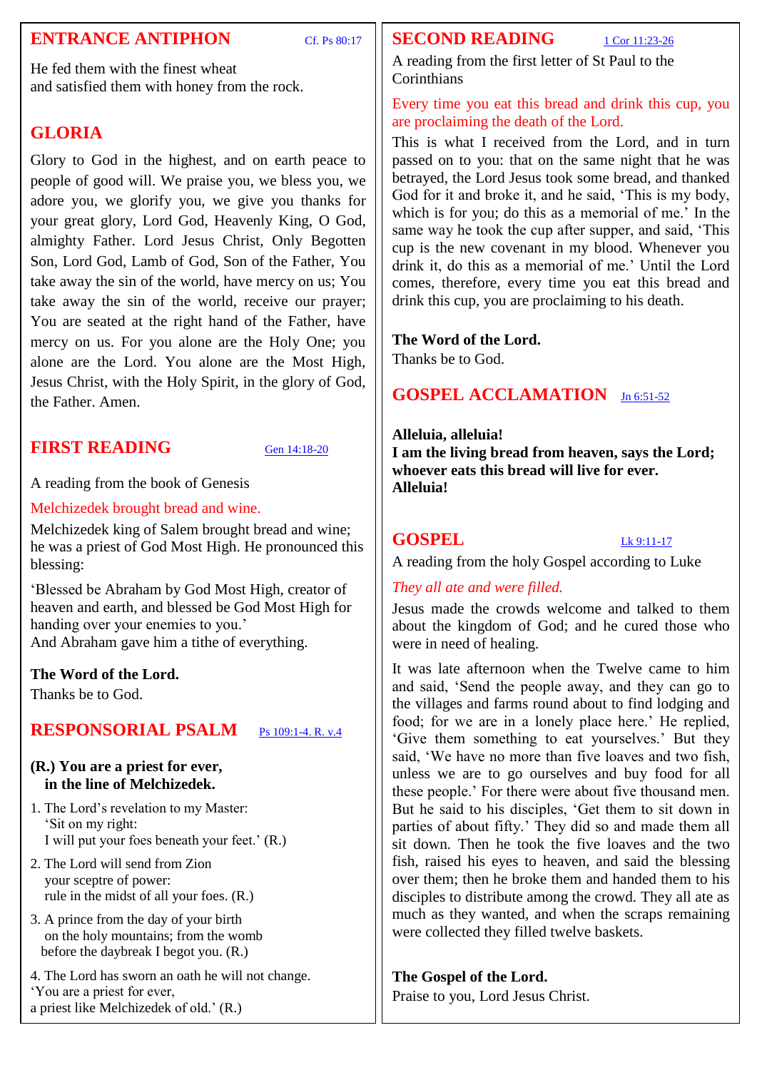## ENTRANCE ANTIPHON

Cf. Ps 80:17

He fed them with the finest wheat
and satisfied them with honey from the rock.

## GLORIA

Glory to God in the highest, and on earth peace to people of good will. We praise you, we bless you, we adore you, we glorify you, we give you thanks for your great glory, Lord God, Heavenly King, O God, almighty Father. Lord Jesus Christ, Only Begotten Son, Lord God, Lamb of God, Son of the Father, You take away the sin of the world, have mercy on us; You take away the sin of the world, receive our prayer; You are seated at the right hand of the Father, have mercy on us. For you alone are the Holy One; you alone are the Lord. You alone are the Most High, Jesus Christ, with the Holy Spirit, in the glory of God, the Father. Amen.

## FIRST READING

Gen 14:18-20

A reading from the book of Genesis

Melchizedek brought bread and wine.

Melchizedek king of Salem brought bread and wine; he was a priest of God Most High. He pronounced this blessing:

'Blessed be Abraham by God Most High, creator of heaven and earth, and blessed be God Most High for handing over your enemies to you.'
And Abraham gave him a tithe of everything.

**The Word of the Lord.**
Thanks be to God.

## RESPONSORIAL PSALM

Ps 109:1-4. R. v.4

**(R.) You are a priest for ever,
in the line of Melchizedek.**

1. The Lord's revelation to my Master:
'Sit on my right:
I will put your foes beneath your feet.' (R.)

2. The Lord will send from Zion
your sceptre of power:
rule in the midst of all your foes. (R.)

3. A prince from the day of your birth
on the holy mountains; from the womb
before the daybreak I begot you. (R.)

4. The Lord has sworn an oath he will not change.
'You are a priest for ever,
a priest like Melchizedek of old.' (R.)

## SECOND READING

1 Cor 11:23-26

A reading from the first letter of St Paul to the Corinthians

Every time you eat this bread and drink this cup, you are proclaiming the death of the Lord.

This is what I received from the Lord, and in turn passed on to you: that on the same night that he was betrayed, the Lord Jesus took some bread, and thanked God for it and broke it, and he said, 'This is my body, which is for you; do this as a memorial of me.' In the same way he took the cup after supper, and said, 'This cup is the new covenant in my blood. Whenever you drink it, do this as a memorial of me.' Until the Lord comes, therefore, every time you eat this bread and drink this cup, you are proclaiming to his death.

**The Word of the Lord.**
Thanks be to God.

## GOSPEL ACCLAMATION

Jn 6:51-52

**Alleluia, alleluia!
I am the living bread from heaven, says the Lord;
whoever eats this bread will live for ever.
Alleluia!**

## GOSPEL

Lk 9:11-17

A reading from the holy Gospel according to Luke

*They all ate and were filled.*

Jesus made the crowds welcome and talked to them about the kingdom of God; and he cured those who were in need of healing.

It was late afternoon when the Twelve came to him and said, 'Send the people away, and they can go to the villages and farms round about to find lodging and food; for we are in a lonely place here.' He replied, 'Give them something to eat yourselves.' But they said, 'We have no more than five loaves and two fish, unless we are to go ourselves and buy food for all these people.' For there were about five thousand men. But he said to his disciples, 'Get them to sit down in parties of about fifty.' They did so and made them all sit down. Then he took the five loaves and the two fish, raised his eyes to heaven, and said the blessing over them; then he broke them and handed them to his disciples to distribute among the crowd. They all ate as much as they wanted, and when the scraps remaining were collected they filled twelve baskets.

**The Gospel of the Lord.**
Praise to you, Lord Jesus Christ.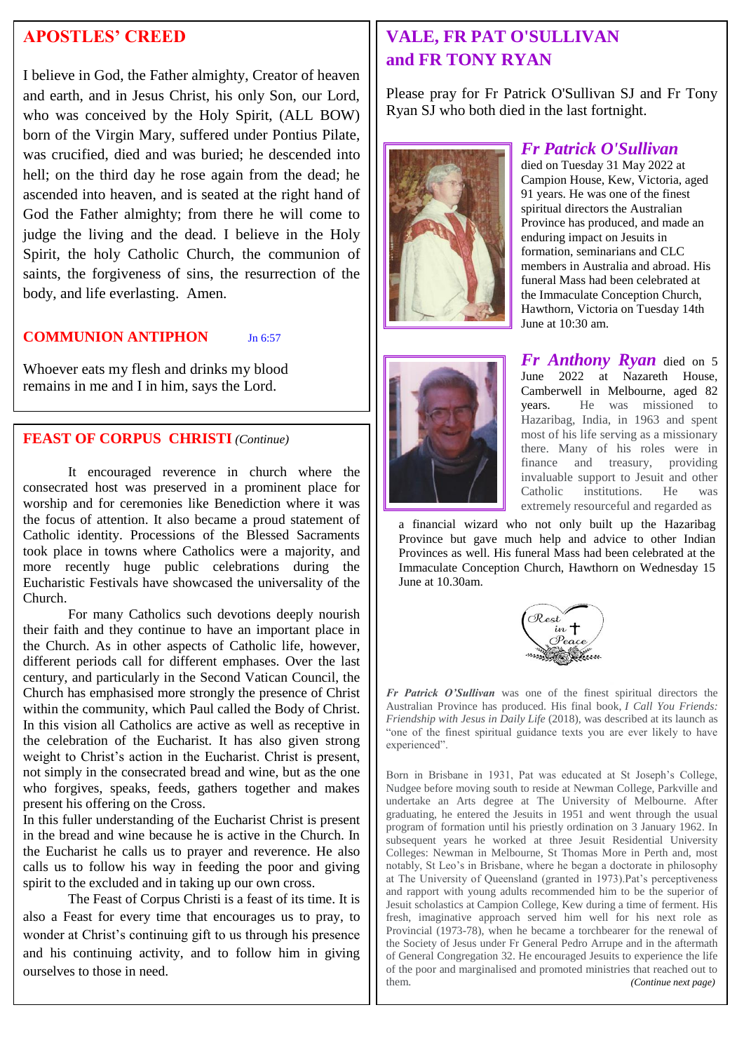## APOSTLES' CREED

I believe in God, the Father almighty, Creator of heaven and earth, and in Jesus Christ, his only Son, our Lord, who was conceived by the Holy Spirit, (ALL BOW) born of the Virgin Mary, suffered under Pontius Pilate, was crucified, died and was buried; he descended into hell; on the third day he rose again from the dead; he ascended into heaven, and is seated at the right hand of God the Father almighty; from there he will come to judge the living and the dead. I believe in the Holy Spirit, the holy Catholic Church, the communion of saints, the forgiveness of sins, the resurrection of the body, and life everlasting. Amen.

## COMMUNION ANTIPHON Jn 6:57

Whoever eats my flesh and drinks my blood remains in me and I in him, says the Lord.

## FEAST OF CORPUS CHRISTI *(Continue)*

It encouraged reverence in church where the consecrated host was preserved in a prominent place for worship and for ceremonies like Benediction where it was the focus of attention. It also became a proud statement of Catholic identity. Processions of the Blessed Sacraments took place in towns where Catholics were a majority, and more recently huge public celebrations during the Eucharistic Festivals have showcased the universality of the Church.

For many Catholics such devotions deeply nourish their faith and they continue to have an important place in the Church. As in other aspects of Catholic life, however, different periods call for different emphases. Over the last century, and particularly in the Second Vatican Council, the Church has emphasised more strongly the presence of Christ within the community, which Paul called the Body of Christ. In this vision all Catholics are active as well as receptive in the celebration of the Eucharist. It has also given strong weight to Christ's action in the Eucharist. Christ is present, not simply in the consecrated bread and wine, but as the one who forgives, speaks, feeds, gathers together and makes present his offering on the Cross.

In this fuller understanding of the Eucharist Christ is present in the bread and wine because he is active in the Church. In the Eucharist he calls us to prayer and reverence. He also calls us to follow his way in feeding the poor and giving spirit to the excluded and in taking up our own cross.

The Feast of Corpus Christi is a feast of its time. It is also a Feast for every time that encourages us to pray, to wonder at Christ's continuing gift to us through his presence and his continuing activity, and to follow him in giving ourselves to those in need.

## VALE, FR PAT O'SULLIVAN and FR TONY RYAN

Please pray for Fr Patrick O'Sullivan SJ and Fr Tony Ryan SJ who both died in the last fortnight.

### *Fr Patrick O'Sullivan*

died on Tuesday 31 May 2022 at Campion House, Kew, Victoria, aged 91 years. He was one of the finest spiritual directors the Australian Province has produced, and made an enduring impact on Jesuits in formation, seminarians and CLC members in Australia and abroad. His funeral Mass had been celebrated at the Immaculate Conception Church, Hawthorn, Victoria on Tuesday 14th June at 10:30 am.

### *Fr Anthony Ryan*

died on 5 June 2022 at Nazareth House, Camberwell in Melbourne, aged 82 years. He was missioned to Hazaribag, India, in 1963 and spent most of his life serving as a missionary there. Many of his roles were in finance and treasury, providing invaluable support to Jesuit and other Catholic institutions. He was extremely resourceful and regarded as a financial wizard who not only built up the Hazaribag Province but gave much help and advice to other Indian Provinces as well. His funeral Mass had been celebrated at the Immaculate Conception Church, Hawthorn on Wednesday 15 June at 10.30am.

Rest in Peace

***Fr Patrick O'Sullivan*** was one of the finest spiritual directors the Australian Province has produced. His final book, *I Call You Friends: Friendship with Jesus in Daily Life* (2018), was described at its launch as "one of the finest spiritual guidance texts you are ever likely to have experienced".

Born in Brisbane in 1931, Pat was educated at St Joseph's College, Nudgee before moving south to reside at Newman College, Parkville and undertake an Arts degree at The University of Melbourne. After graduating, he entered the Jesuits in 1951 and went through the usual program of formation until his priestly ordination on 3 January 1962. In subsequent years he worked at three Jesuit Residential University Colleges: Newman in Melbourne, St Thomas More in Perth and, most notably, St Leo's in Brisbane, where he began a doctorate in philosophy at The University of Queensland (granted in 1973).Pat's perceptiveness and rapport with young adults recommended him to be the superior of Jesuit scholastics at Campion College, Kew during a time of ferment. His fresh, imaginative approach served him well for his next role as Provincial (1973-78), when he became a torchbearer for the renewal of the Society of Jesus under Fr General Pedro Arrupe and in the aftermath of General Congregation 32. He encouraged Jesuits to experience the life of the poor and marginalised and promoted ministries that reached out to them. *(Continue next page)*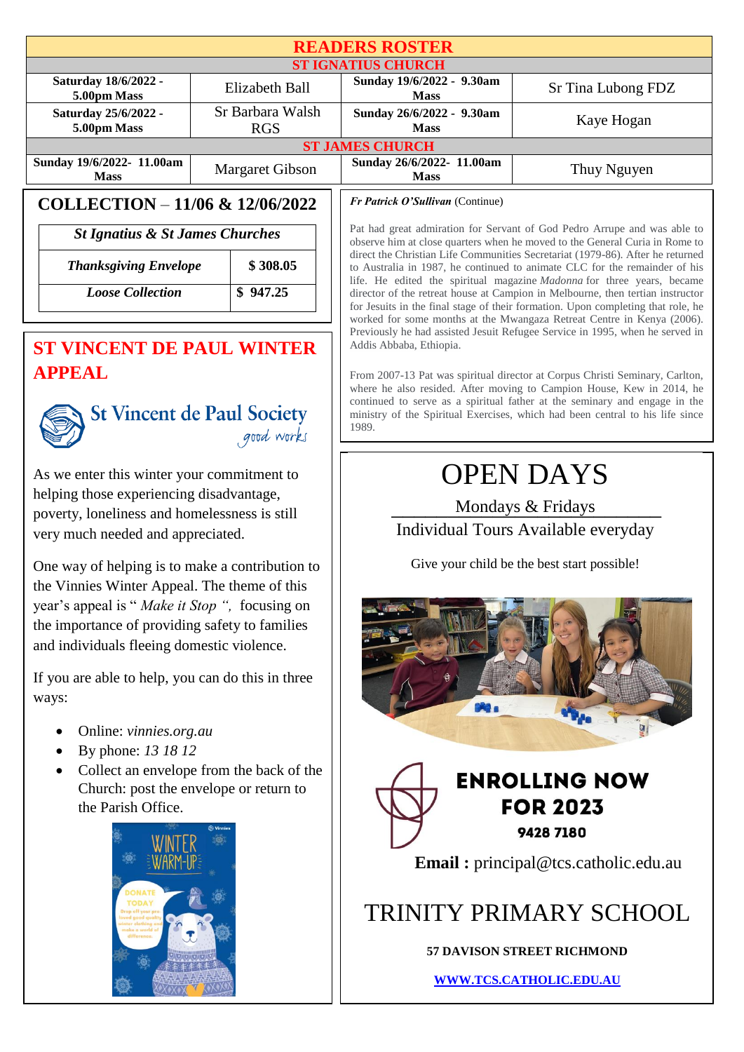# READERS ROSTER

## ST IGNATIUS CHURCH

| | | | |
|---|---|---|---|
| **Saturday 18/6/2022 - 5.00pm Mass** | Elizabeth Ball | **Sunday 19/6/2022 - 9.30am Mass** | Sr Tina Lubong FDZ |
| **Saturday 25/6/2022 - 5.00pm Mass** | Sr Barbara Walsh RGS | **Sunday 26/6/2022 - 9.30am Mass** | Kaye Hogan |

## ST JAMES CHURCH

| | | | |
|---|---|---|---|
| **Sunday 19/6/2022- 11.00am Mass** | Margaret Gibson | **Sunday 26/6/2022- 11.00am Mass** | Thuy Nguyen |

## COLLECTION – 11/06 & 12/06/2022

| ***St Ignatius & St James Churches*** | |
|---|---|
| ***Thanksgiving Envelope*** | **$ 308.05** |
| ***Loose Collection*** | **$ 947.25** |

## ST VINCENT DE PAUL WINTER APPEAL

St Vincent de Paul Society *good works*

As we enter this winter your commitment to helping those experiencing disadvantage, poverty, loneliness and homelessness is still very much needed and appreciated.

One way of helping is to make a contribution to the Vinnies Winter Appeal. The theme of this year's appeal is " *Make it Stop* ", focusing on the importance of providing safety to families and individuals fleeing domestic violence.

If you are able to help, you can do this in three ways:

- Online: *vinnies.org.au*
- By phone: *13 18 12*
- Collect an envelope from the back of the Church: post the envelope or return to the Parish Office.

***Fr Patrick O'Sullivan*** (Continue)

Pat had great admiration for Servant of God Pedro Arrupe and was able to observe him at close quarters when he moved to the General Curia in Rome to direct the Christian Life Communities Secretariat (1979-86). After he returned to Australia in 1987, he continued to animate CLC for the remainder of his life. He edited the spiritual magazine *Madonna* for three years, became director of the retreat house at Campion in Melbourne, then tertian instructor for Jesuits in the final stage of their formation. Upon completing that role, he worked for some months at the Mwangaza Retreat Centre in Kenya (2006). Previously he had assisted Jesuit Refugee Service in 1995, when he served in Addis Abbaba, Ethiopia.

From 2007-13 Pat was spiritual director at Corpus Christi Seminary, Carlton, where he also resided. After moving to Campion House, Kew in 2014, he continued to serve as a spiritual father at the seminary and engage in the ministry of the Spiritual Exercises, which had been central to his life since 1989.

# OPEN DAYS

Mondays & Fridays

Individual Tours Available everyday

Give your child be the best start possible!

**ENROLLING NOW FOR 2023**

**9428 7180**

**Email :** principal@tcs.catholic.edu.au

# TRINITY PRIMARY SCHOOL

**57 DAVISON STREET RICHMOND**

**WWW.TCS.CATHOLIC.EDU.AU**